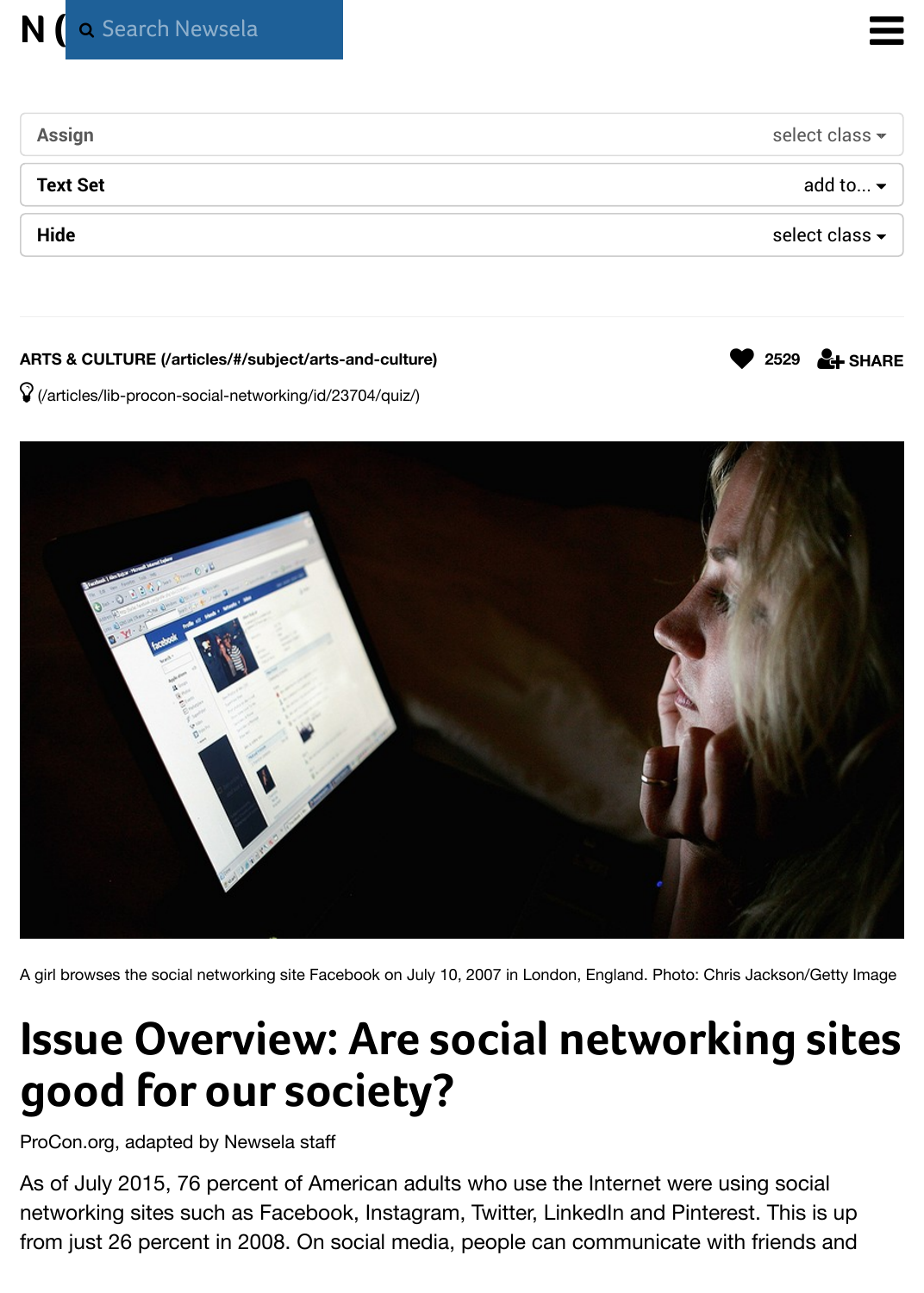Assign select class

Text Set add to...

Hide select class

ARTS & CULTURE (/articles/#/subject/arts-and-culture) 2529 SHARE

(/articles/lib-procon-social-networking/id/23704/quiz/)

A girl browses the social networking site Facebook on July 10, 2007 in London, England. Photo: Chris Jackson/Getty Image

# Issue Overview: Are social networking sites good for our society?

ProCon.org, adapted by Newsela staff

As of July 2015, 76 percent of American adults who use the Internet were using social networking sites such as Facebook, Instagram, Twitter, LinkedIn and Pinterest. This is up from just 26 percent in 2008. On social media, people can communicate with friends and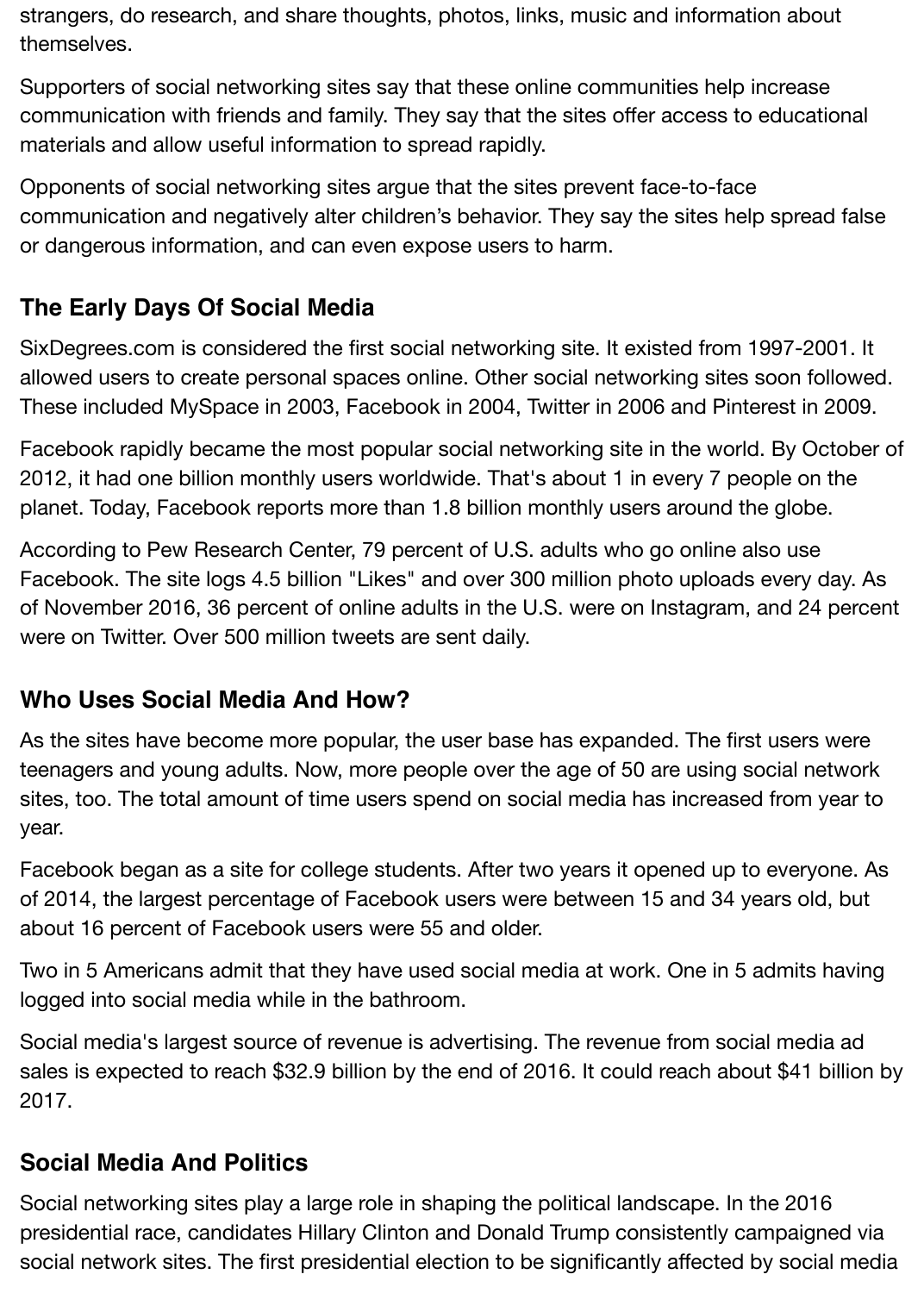strangers, do research, and share thoughts, photos, links, music and information about themselves.

Supporters of social networking sites say that these online communities help increase communication with friends and family. They say that the sites offer access to educational materials and allow useful information to spread rapidly.

Opponents of social networking sites argue that the sites prevent face-to-face communication and negatively alter children's behavior. They say the sites help spread false or dangerous information, and can even expose users to harm.

## The Early Days Of Social Media

SixDegrees.com is considered the first social networking site. It existed from 1997-2001. It allowed users to create personal spaces online. Other social networking sites soon followed. These included MySpace in 2003, Facebook in 2004, Twitter in 2006 and Pinterest in 2009.

Facebook rapidly became the most popular social networking site in the world. By October of 2012, it had one billion monthly users worldwide. That's about 1 in every 7 people on the planet. Today, Facebook reports more than 1.8 billion monthly users around the globe.

According to Pew Research Center, 79 percent of U.S. adults who go online also use Facebook. The site logs 4.5 billion "Likes" and over 300 million photo uploads every day. As of November 2016, 36 percent of online adults in the U.S. were on Instagram, and 24 percent were on Twitter. Over 500 million tweets are sent daily.

## Who Uses Social Media And How?

As the sites have become more popular, the user base has expanded. The first users were teenagers and young adults. Now, more people over the age of 50 are using social network sites, too. The total amount of time users spend on social media has increased from year to year.

Facebook began as a site for college students. After two years it opened up to everyone. As of 2014, the largest percentage of Facebook users were between 15 and 34 years old, but about 16 percent of Facebook users were 55 and older.

Two in 5 Americans admit that they have used social media at work. One in 5 admits having logged into social media while in the bathroom.

Social media's largest source of revenue is advertising. The revenue from social media ad sales is expected to reach $32.9 billion by the end of 2016. It could reach about $41 billion by 2017.

## Social Media And Politics

Social networking sites play a large role in shaping the political landscape. In the 2016 presidential race, candidates Hillary Clinton and Donald Trump consistently campaigned via social network sites. The first presidential election to be significantly affected by social media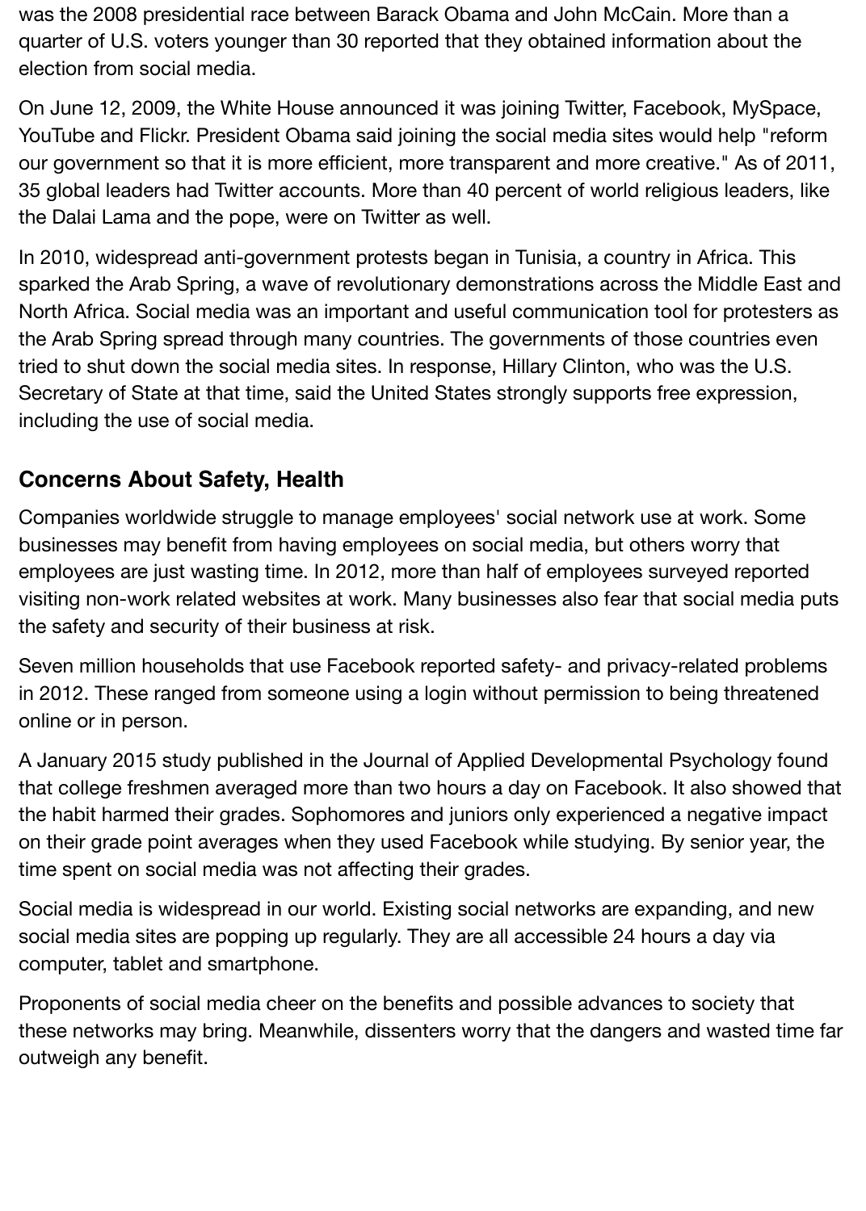was the 2008 presidential race between Barack Obama and John McCain. More than a quarter of U.S. voters younger than 30 reported that they obtained information about the election from social media.

On June 12, 2009, the White House announced it was joining Twitter, Facebook, MySpace, YouTube and Flickr. President Obama said joining the social media sites would help "reform our government so that it is more efficient, more transparent and more creative." As of 2011, 35 global leaders had Twitter accounts. More than 40 percent of world religious leaders, like the Dalai Lama and the pope, were on Twitter as well.

In 2010, widespread anti-government protests began in Tunisia, a country in Africa. This sparked the Arab Spring, a wave of revolutionary demonstrations across the Middle East and North Africa. Social media was an important and useful communication tool for protesters as the Arab Spring spread through many countries. The governments of those countries even tried to shut down the social media sites. In response, Hillary Clinton, who was the U.S. Secretary of State at that time, said the United States strongly supports free expression, including the use of social media.

## Concerns About Safety, Health

Companies worldwide struggle to manage employees' social network use at work. Some businesses may benefit from having employees on social media, but others worry that employees are just wasting time. In 2012, more than half of employees surveyed reported visiting non-work related websites at work. Many businesses also fear that social media puts the safety and security of their business at risk.

Seven million households that use Facebook reported safety- and privacy-related problems in 2012. These ranged from someone using a login without permission to being threatened online or in person.

A January 2015 study published in the Journal of Applied Developmental Psychology found that college freshmen averaged more than two hours a day on Facebook. It also showed that the habit harmed their grades. Sophomores and juniors only experienced a negative impact on their grade point averages when they used Facebook while studying. By senior year, the time spent on social media was not affecting their grades.

Social media is widespread in our world. Existing social networks are expanding, and new social media sites are popping up regularly. They are all accessible 24 hours a day via computer, tablet and smartphone.

Proponents of social media cheer on the benefits and possible advances to society that these networks may bring. Meanwhile, dissenters worry that the dangers and wasted time far outweigh any benefit.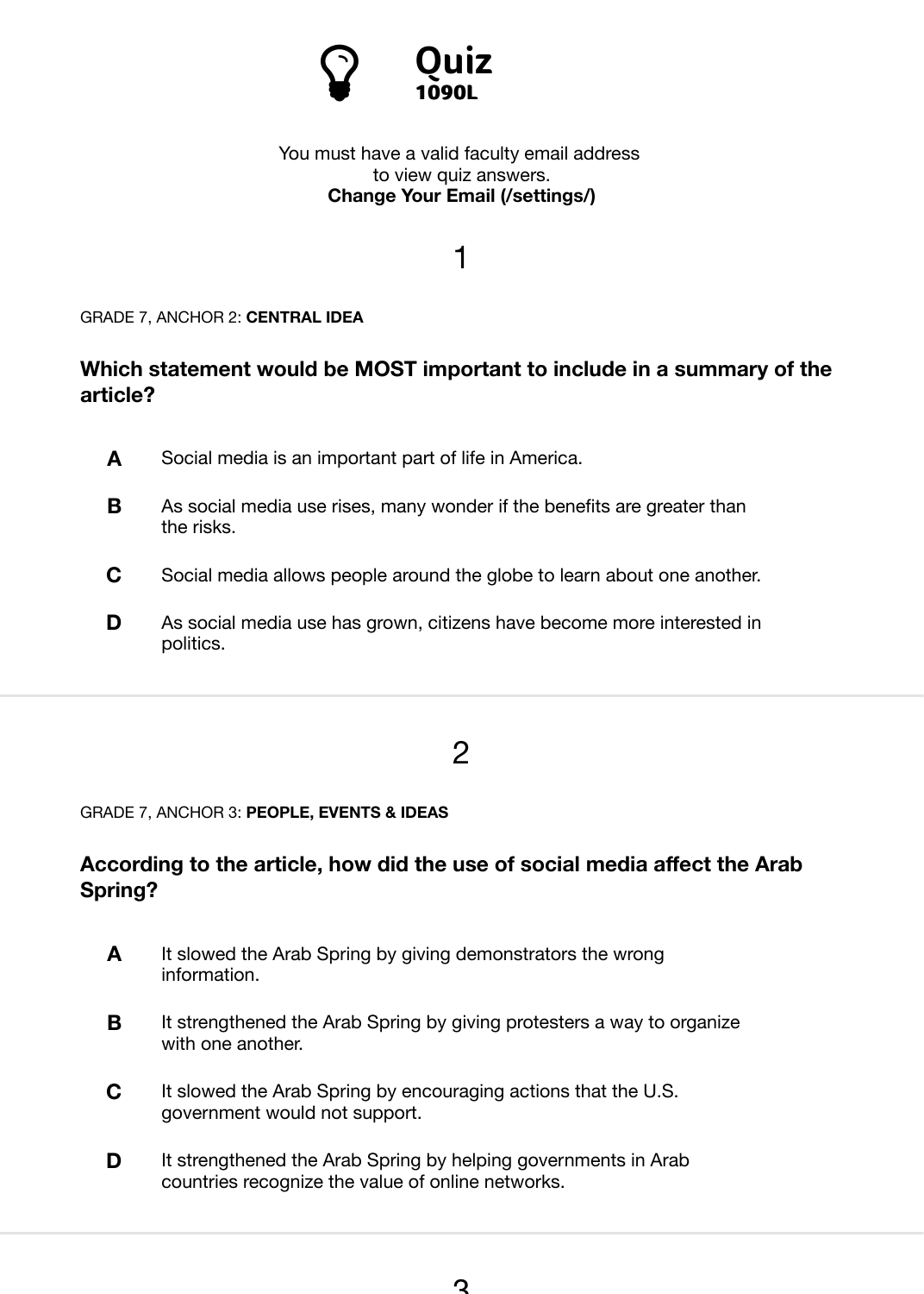# Quiz

**1090L**

You must have a valid faculty email address to view quiz answers.
**Change Your Email (/settings/)**

## 1

GRADE 7, ANCHOR 2: **CENTRAL IDEA**

### Which statement would be MOST important to include in a summary of the article?

- **A** Social media is an important part of life in America.
- **B** As social media use rises, many wonder if the benefits are greater than the risks.
- **C** Social media allows people around the globe to learn about one another.
- **D** As social media use has grown, citizens have become more interested in politics.

## 2

GRADE 7, ANCHOR 3: **PEOPLE, EVENTS & IDEAS**

### According to the article, how did the use of social media affect the Arab Spring?

- **A** It slowed the Arab Spring by giving demonstrators the wrong information.
- **B** It strengthened the Arab Spring by giving protesters a way to organize with one another.
- **C** It slowed the Arab Spring by encouraging actions that the U.S. government would not support.
- **D** It strengthened the Arab Spring by helping governments in Arab countries recognize the value of online networks.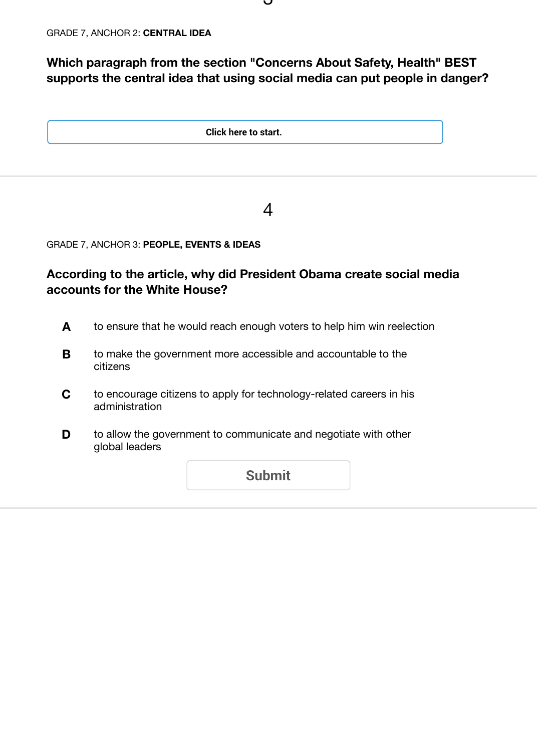GRADE 7, ANCHOR 2: **CENTRAL IDEA**

**Which paragraph from the section "Concerns About Safety, Health" BEST supports the central idea that using social media can put people in danger?**

Click here to start.

## 4

GRADE 7, ANCHOR 3: **PEOPLE, EVENTS & IDEAS**

**According to the article, why did President Obama create social media accounts for the White House?**

**A** to ensure that he would reach enough voters to help him win reelection

**B** to make the government more accessible and accountable to the citizens

**C** to encourage citizens to apply for technology-related careers in his administration

**D** to allow the government to communicate and negotiate with other global leaders

Submit